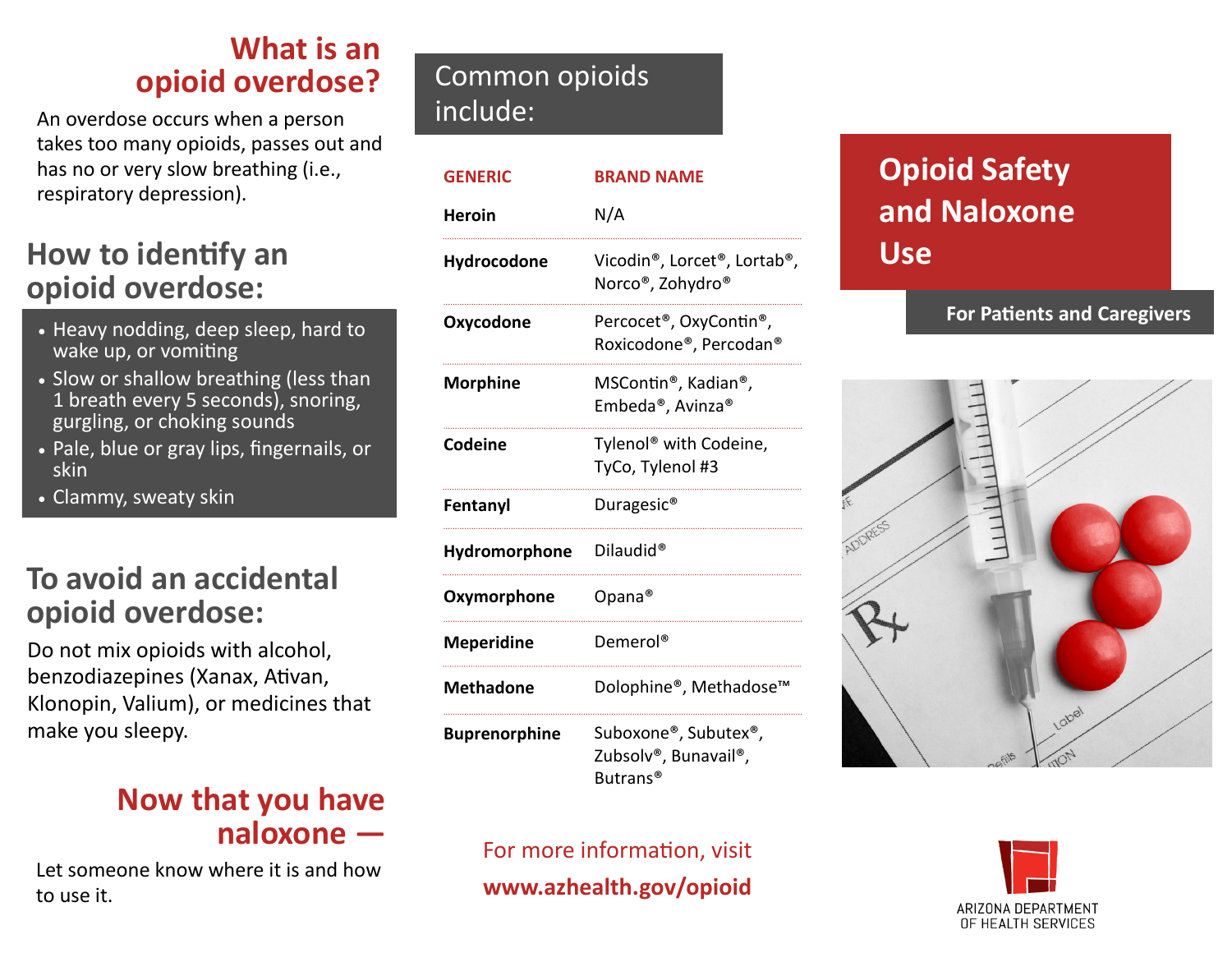# Opioid Safety and Naloxone Use

**For Patients and Caregivers**

## What is an opioid overdose?

An overdose occurs when a person takes too many opioids, passes out and has no or very slow breathing (i.e., respiratory depression).

## How to identify an opioid overdose:

- Heavy nodding, deep sleep, hard to wake up, or vomiting
- Slow or shallow breathing (less than 1 breath every 5 seconds), snoring, gurgling, or choking sounds
- Pale, blue or gray lips, fingernails, or skin
- Clammy, sweaty skin

## To avoid an accidental opioid overdose:

Do not mix opioids with alcohol, benzodiazepines (Xanax, Ativan, Klonopin, Valium), or medicines that make you sleepy.

## Now that you have naloxone —

Let someone know where it is and how to use it.

## Common opioids include:

| GENERIC | BRAND NAME |
|---|---|
| **Heroin** | N/A |
| **Hydrocodone** | Vicodin®, Lorcet®, Lortab®, Norco®, Zohydro® |
| **Oxycodone** | Percocet®, OxyContin®, Roxicodone®, Percodan® |
| **Morphine** | MSContin®, Kadian®, Embeda®, Avinza® |
| **Codeine** | Tylenol® with Codeine, TyCo, Tylenol #3 |
| **Fentanyl** | Duragesic® |
| **Hydromorphone** | Dilaudid® |
| **Oxymorphone** | Opana® |
| **Meperidine** | Demerol® |
| **Methadone** | Dolophine®, Methadose™ |
| **Buprenorphine** | Suboxone®, Subutex®, Zubsolv®, Bunavail®, Butrans® |

For more information, visit **www.azhealth.gov/opioid**

ARIZONA DEPARTMENT OF HEALTH SERVICES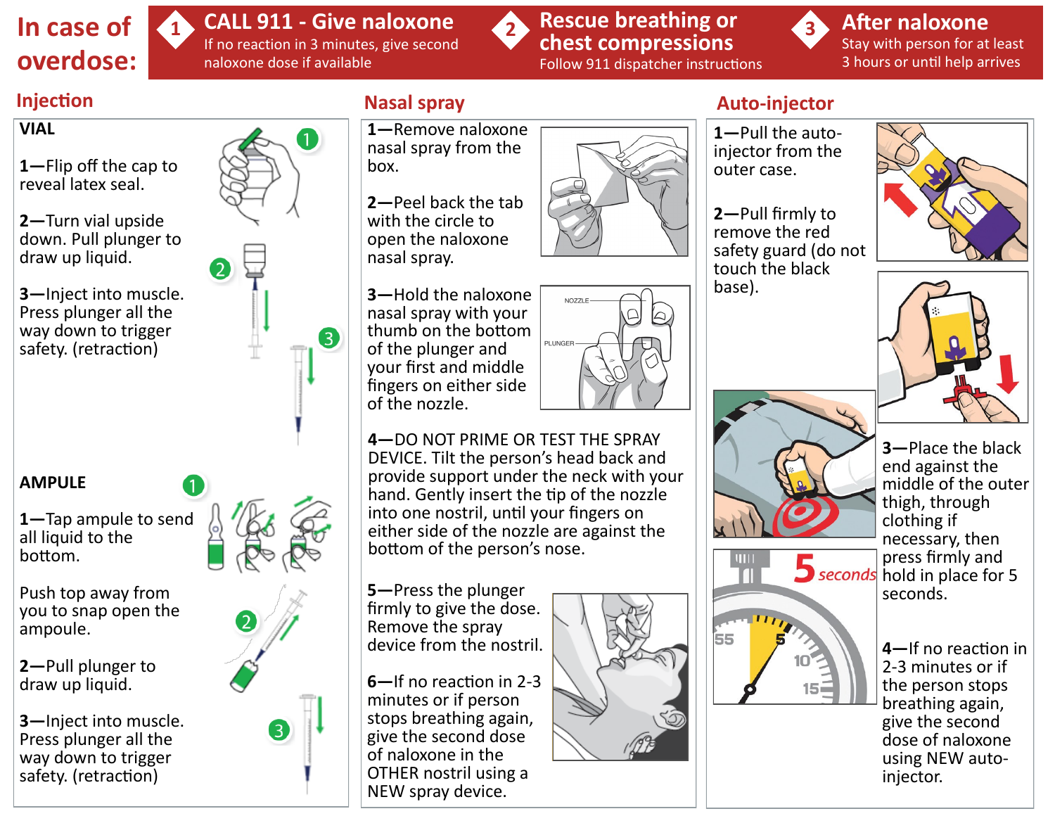# In case of overdose:

**1** **CALL 911 - Give naloxone**
If no reaction in 3 minutes, give second naloxone dose if available

**2** **Rescue breathing or chest compressions**
Follow 911 dispatcher instructions

**3** **After naloxone**
Stay with person for at least 3 hours or until help arrives

## Injection

### VIAL

**1**—Flip off the cap to reveal latex seal.

**2**—Turn vial upside down. Pull plunger to draw up liquid.

**3**—Inject into muscle. Press plunger all the way down to trigger safety. (retraction)

### AMPULE

**1**—Tap ampule to send all liquid to the bottom.

Push top away from you to snap open the ampoule.

**2**—Pull plunger to draw up liquid.

**3**—Inject into muscle. Press plunger all the way down to trigger safety. (retraction)

## Nasal spray

**1**—Remove naloxone nasal spray from the box.

**2**—Peel back the tab with the circle to open the naloxone nasal spray.

**3**—Hold the naloxone nasal spray with your thumb on the bottom of the plunger and your first and middle fingers on either side of the nozzle.

NOZZLE

PLUNGER

**4**—DO NOT PRIME OR TEST THE SPRAY DEVICE. Tilt the person's head back and provide support under the neck with your hand. Gently insert the tip of the nozzle into one nostril, until your fingers on either side of the nozzle are against the bottom of the person's nose.

**5**—Press the plunger firmly to give the dose. Remove the spray device from the nostril.

**6**—If no reaction in 2-3 minutes or if person stops breathing again, give the second dose of naloxone in the OTHER nostril using a NEW spray device.

## Auto-injector

**1**—Pull the auto-injector from the outer case.

**2**—Pull firmly to remove the red safety guard (do not touch the black base).

**3**—Place the black end against the middle of the outer thigh, through clothing if necessary, then press firmly and hold in place for 5 seconds.

5 seconds

**4**—If no reaction in 2-3 minutes or if the person stops breathing again, give the second dose of naloxone using NEW auto-injector.